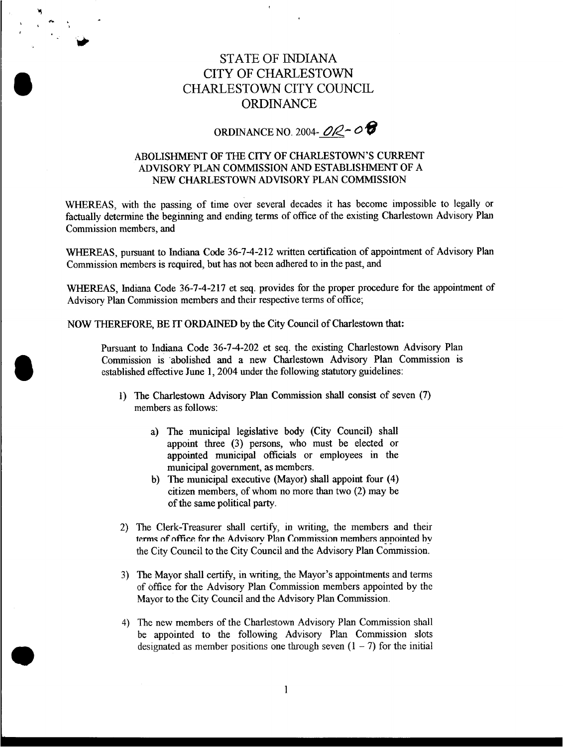# STATE OF INDIANA
# CITY OF CHARLESTOWN
# CHARLESTOWN CITY COUNCIL
# ORDINANCE

## ORDINANCE NO. 2004-02-08

### ABOLISHMENT OF THE CITY OF CHARLESTOWN'S CURRENT ADVISORY PLAN COMMISSION AND ESTABLISHMENT OF A NEW CHARLESTOWN ADVISORY PLAN COMMISSION

WHEREAS, with the passing of time over several decades it has become impossible to legally or factually determine the beginning and ending terms of office of the existing Charlestown Advisory Plan Commission members, and

WHEREAS, pursuant to Indiana Code 36-7-4-212 written certification of appointment of Advisory Plan Commission members is required, but has not been adhered to in the past, and

WHEREAS, Indiana Code 36-7-4-217 et seq. provides for the proper procedure for the appointment of Advisory Plan Commission members and their respective terms of office;

NOW THEREFORE, BE IT ORDAINED by the City Council of Charlestown that:

Pursuant to Indiana Code 36-7-4-202 et seq. the existing Charlestown Advisory Plan Commission is abolished and a new Charlestown Advisory Plan Commission is established effective June 1, 2004 under the following statutory guidelines:

1) The Charlestown Advisory Plan Commission shall consist of seven (7) members as follows:

    a) The municipal legislative body (City Council) shall appoint three (3) persons, who must be elected or appointed municipal officials or employees in the municipal government, as members.
    b) The municipal executive (Mayor) shall appoint four (4) citizen members, of whom no more than two (2) may be of the same political party.

2) The Clerk-Treasurer shall certify, in writing, the members and their terms of office for the Advisory Plan Commission members appointed by the City Council to the City Council and the Advisory Plan Commission.

3) The Mayor shall certify, in writing, the Mayor's appointments and terms of office for the Advisory Plan Commission members appointed by the Mayor to the City Council and the Advisory Plan Commission.

4) The new members of the Charlestown Advisory Plan Commission shall be appointed to the following Advisory Plan Commission slots designated as member positions one through seven (1 – 7) for the initial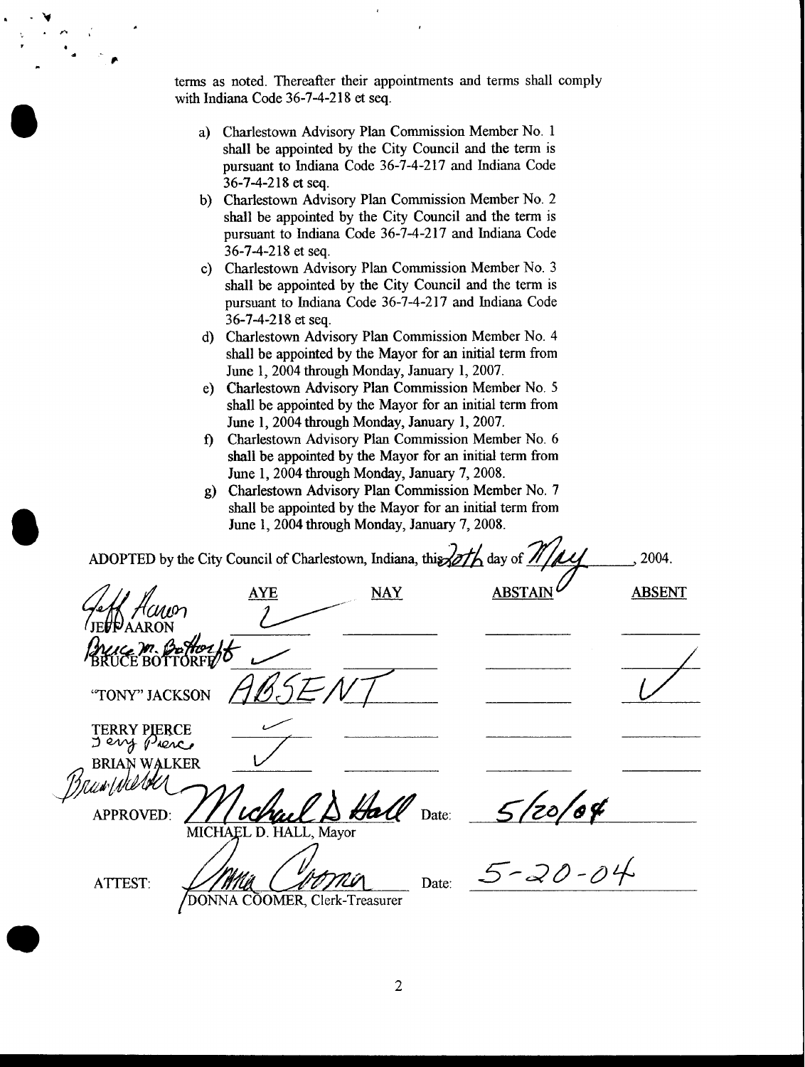terms as noted. Thereafter their appointments and terms shall comply with Indiana Code 36-7-4-218 et seq.

a) Charlestown Advisory Plan Commission Member No. 1 shall be appointed by the City Council and the term is pursuant to Indiana Code 36-7-4-217 and Indiana Code 36-7-4-218 et seq.
b) Charlestown Advisory Plan Commission Member No. 2 shall be appointed by the City Council and the term is pursuant to Indiana Code 36-7-4-217 and Indiana Code 36-7-4-218 et seq.
c) Charlestown Advisory Plan Commission Member No. 3 shall be appointed by the City Council and the term is pursuant to Indiana Code 36-7-4-217 and Indiana Code 36-7-4-218 et seq.
d) Charlestown Advisory Plan Commission Member No. 4 shall be appointed by the Mayor for an initial term from June 1, 2004 through Monday, January 1, 2007.
e) Charlestown Advisory Plan Commission Member No. 5 shall be appointed by the Mayor for an initial term from June 1, 2004 through Monday, January 1, 2007.
f) Charlestown Advisory Plan Commission Member No. 6 shall be appointed by the Mayor for an initial term from June 1, 2004 through Monday, January 7, 2008.
g) Charlestown Advisory Plan Commission Member No. 7 shall be appointed by the Mayor for an initial term from June 1, 2004 through Monday, January 7, 2008.

ADOPTED by the City Council of Charlestown, Indiana, this 20th day of May, 2004.

| | AYE | NAY | ABSTAIN | ABSENT |
|---|---|---|---|---|
| JEFF AARON | ✓ | | | |
| BRUCE BOTTORFF | ✓ | | | ✓ |
| "TONY" JACKSON | ABSENT | | | ✓ |
| TERRY PIERCE | ✓ | | | |
| BRIAN WALKER | ✓ | | | |

APPROVED: Michael D Hall Date: 5/20/04
MICHAEL D. HALL, Mayor

ATTEST: Donna Coomer Date: 5-20-04
DONNA COOMER, Clerk-Treasurer